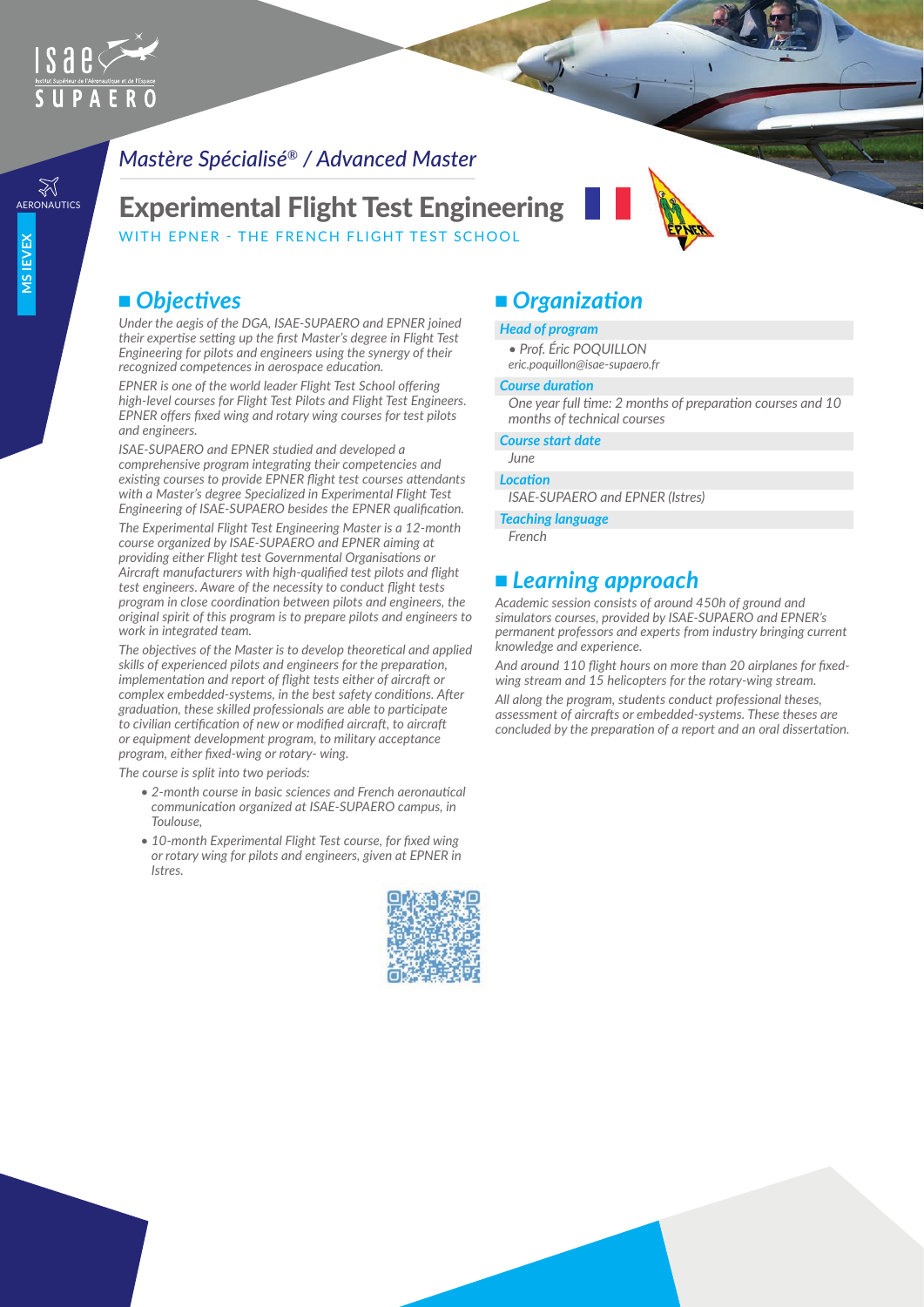ISAE SUPAERO

AERONAUTICS

MS IEVEX

*Mastère Spécialisé® / Advanced Master*

# Experimental Flight Test Engineering

WITH EPNER - THE FRENCH FLIGHT TEST SCHOOL

## *Objectives*

*Under the aegis of the DGA, ISAE-SUPAERO and EPNER joined their expertise setting up the first Master's degree in Flight Test Engineering for pilots and engineers using the synergy of their recognized competences in aerospace education.*

*EPNER is one of the world leader Flight Test School offering high-level courses for Flight Test Pilots and Flight Test Engineers. EPNER offers fixed wing and rotary wing courses for test pilots and engineers.*

*ISAE-SUPAERO and EPNER studied and developed a comprehensive program integrating their competencies and existing courses to provide EPNER flight test courses attendants with a Master's degree Specialized in Experimental Flight Test Engineering of ISAE-SUPAERO besides the EPNER qualification.*

*The Experimental Flight Test Engineering Master is a 12-month course organized by ISAE-SUPAERO and EPNER aiming at providing either Flight test Governmental Organisations or Aircraft manufacturers with high-qualified test pilots and flight test engineers. Aware of the necessity to conduct flight tests program in close coordination between pilots and engineers, the original spirit of this program is to prepare pilots and engineers to work in integrated team.*

*The objectives of the Master is to develop theoretical and applied skills of experienced pilots and engineers for the preparation, implementation and report of flight tests either of aircraft or complex embedded-systems, in the best safety conditions. After graduation, these skilled professionals are able to participate to civilian certification of new or modified aircraft, to aircraft or equipment development program, to military acceptance program, either fixed-wing or rotary- wing.*

*The course is split into two periods:*

- *2-month course in basic sciences and French aeronautical communication organized at ISAE-SUPAERO campus, in Toulouse,*
- *10-month Experimental Flight Test course, for fixed wing or rotary wing for pilots and engineers, given at EPNER in Istres.*

## *Organization*

***Head of program***

- *Prof. Éric POQUILLON*
*eric.poquillon@isae-supaero.fr*

***Course duration***

*One year full time: 2 months of preparation courses and 10 months of technical courses*

***Course start date***

*June*

***Location***

*ISAE-SUPAERO and EPNER (Istres)*

***Teaching language***

*French*

## *Learning approach*

*Academic session consists of around 450h of ground and simulators courses, provided by ISAE-SUPAERO and EPNER's permanent professors and experts from industry bringing current knowledge and experience.*

*And around 110 flight hours on more than 20 airplanes for fixed-wing stream and 15 helicopters for the rotary-wing stream.*

*All along the program, students conduct professional theses, assessment of aircrafts or embedded-systems. These theses are concluded by the preparation of a report and an oral dissertation.*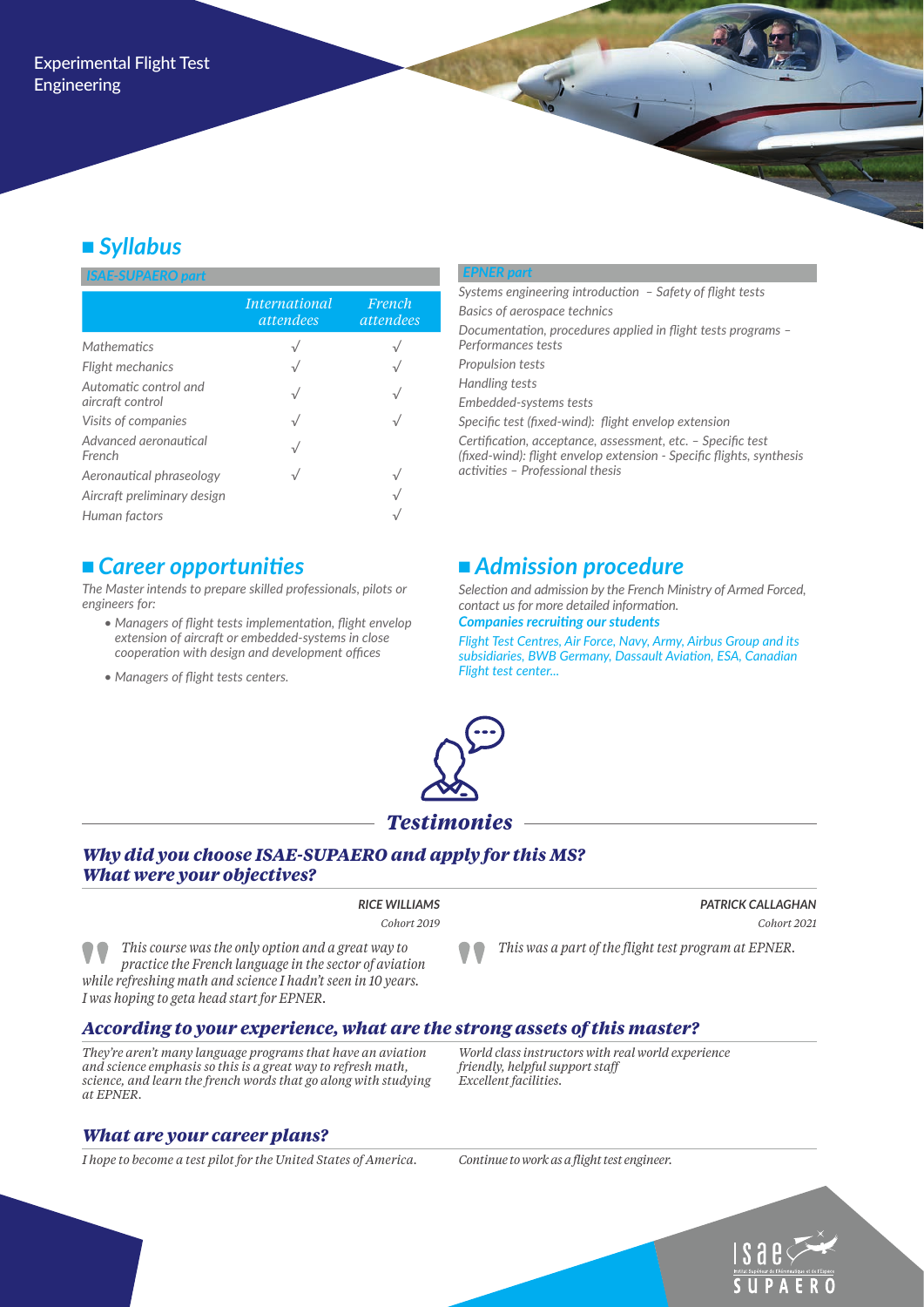Experimental Flight Test Engineering

## *Syllabus*

### *ISAE-SUPAERO part*

| | *International attendees* | *French attendees* |
|---|---|---|
| *Mathematics* | √ | √ |
| *Flight mechanics* | √ | √ |
| *Automatic control and aircraft control* | √ | √ |
| *Visits of companies* | √ | √ |
| *Advanced aeronautical French* | √ | |
| *Aeronautical phraseology* | √ | √ |
| *Aircraft preliminary design* | | √ |
| *Human factors* | | √ |

### *EPNER part*

*Systems engineering introduction – Safety of flight tests*

*Basics of aerospace technics*

*Documentation, procedures applied in flight tests programs – Performances tests*

*Propulsion tests*

*Handling tests*

*Embedded-systems tests*

*Specific test (fixed-wind): flight envelop extension*

*Certification, acceptance, assessment, etc. – Specific test (fixed-wind): flight envelop extension - Specific flights, synthesis activities – Professional thesis*

## *Career opportunities*

*The Master intends to prepare skilled professionals, pilots or engineers for:*

- *Managers of flight tests implementation, flight envelop extension of aircraft or embedded-systems in close cooperation with design and development offices*
- *Managers of flight tests centers.*

## *Admission procedure*

*Selection and admission by the French Ministry of Armed Forced, contact us for more detailed information.*

***Companies recruiting our students***

*Flight Test Centres, Air Force, Navy, Army, Airbus Group and its subsidiaries, BWB Germany, Dassault Aviation, ESA, Canadian Flight test center...*

## *Testimonies*

### *Why did you choose ISAE-SUPAERO and apply for this MS? What were your objectives?*

**RICE WILLIAMS**
*Cohort 2019*

*This course was the only option and a great way to practice the French language in the sector of aviation while refreshing math and science I hadn't seen in 10 years. I was hoping to geta head start for EPNER.*

**PATRICK CALLAGHAN**
*Cohort 2021*

*This was a part of the flight test program at EPNER.*

### *According to your experience, what are the strong assets of this master?*

*They're aren't many language programs that have an aviation and science emphasis so this is a great way to refresh math, science, and learn the french words that go along with studying at EPNER.*

*World class instructors with real world experience friendly, helpful support staff Excellent facilities.*

### *What are your career plans?*

*I hope to become a test pilot for the United States of America.*

*Continue to work as a flight test engineer.*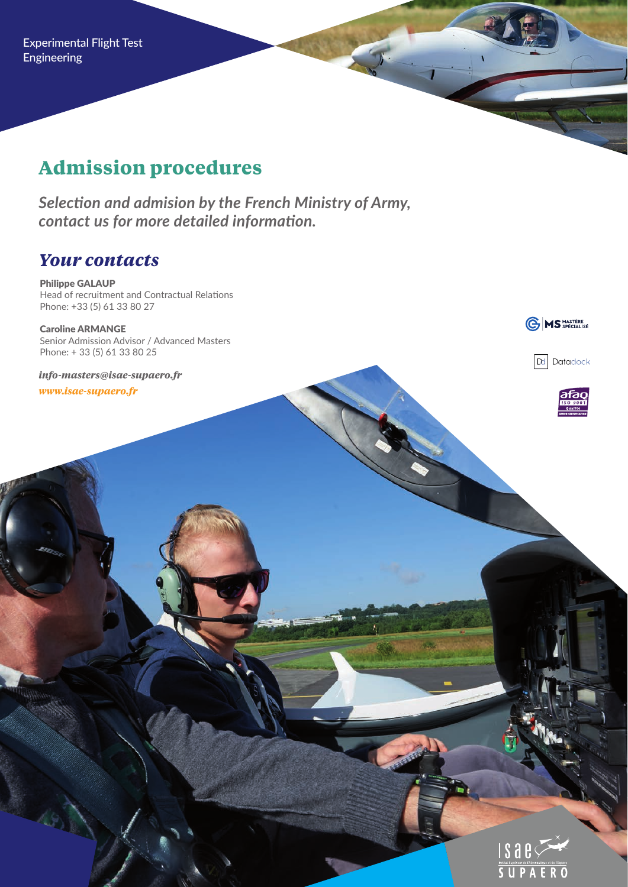Experimental Flight Test Engineering

# Admission procedures

***Selection and admision by the French Ministry of Army, contact us for more detailed information.***

## *Your contacts*

**Philippe GALAUP**
Head of recruitment and Contractual Relations
Phone: +33 (5) 61 33 80 27

**Caroline ARMANGE**
Senior Admission Advisor / Advanced Masters
Phone: + 33 (5) 61 33 80 25

***info-masters@isae-supaero.fr***

***www.isae-supaero.fr***